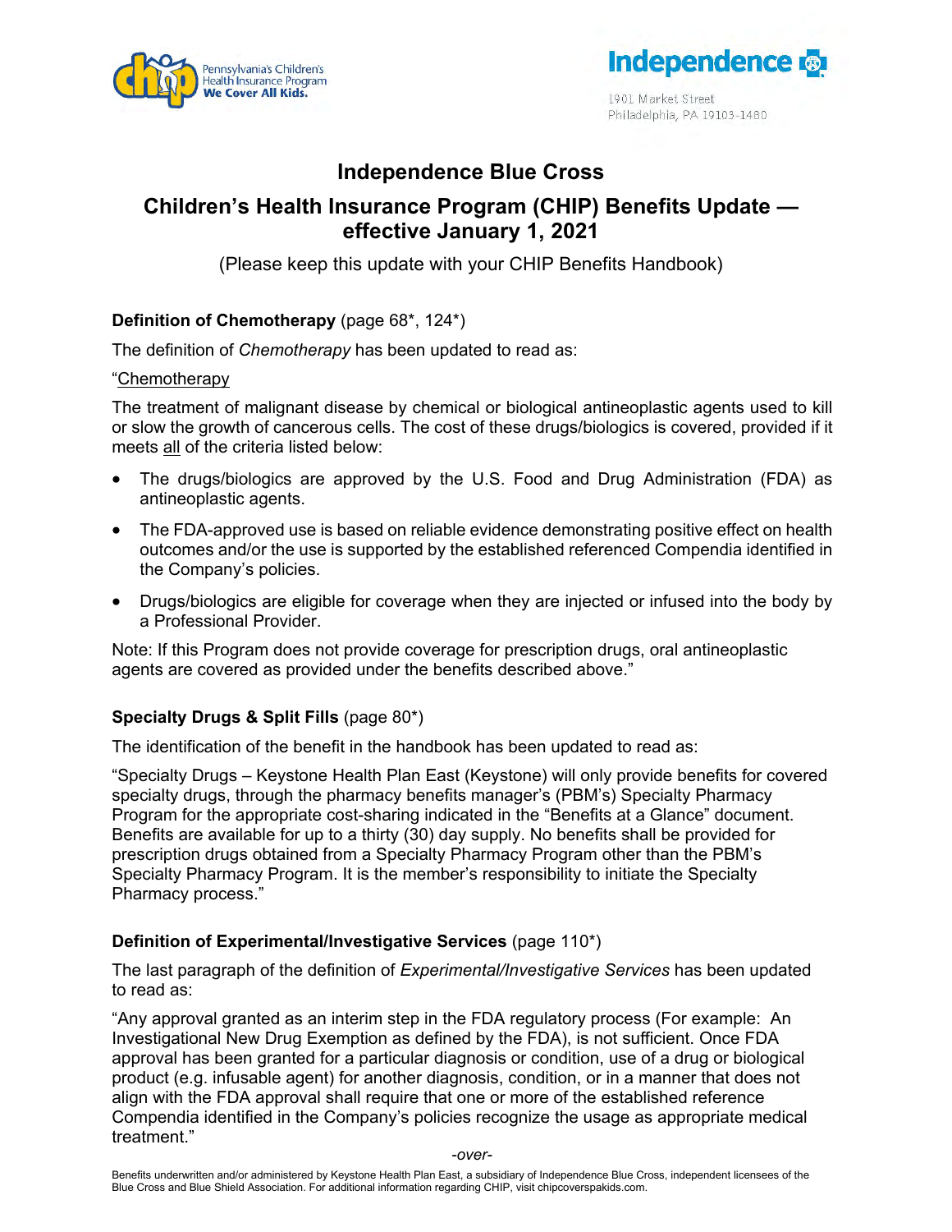Pennsylvania's Children's Health Insurance Program
We Cover All Kids.

Independence

1901 Market Street
Philadelphia, PA 19103-1480

# Independence Blue Cross

## Children's Health Insurance Program (CHIP) Benefits Update — effective January 1, 2021

(Please keep this update with your CHIP Benefits Handbook)

**Definition of Chemotherapy** (page 68*, 124*)

The definition of *Chemotherapy* has been updated to read as:

"Chemotherapy

The treatment of malignant disease by chemical or biological antineoplastic agents used to kill or slow the growth of cancerous cells. The cost of these drugs/biologics is covered, provided if it meets all of the criteria listed below:

- The drugs/biologics are approved by the U.S. Food and Drug Administration (FDA) as antineoplastic agents.
- The FDA-approved use is based on reliable evidence demonstrating positive effect on health outcomes and/or the use is supported by the established referenced Compendia identified in the Company's policies.
- Drugs/biologics are eligible for coverage when they are injected or infused into the body by a Professional Provider.

Note: If this Program does not provide coverage for prescription drugs, oral antineoplastic agents are covered as provided under the benefits described above."

**Specialty Drugs & Split Fills** (page 80*)

The identification of the benefit in the handbook has been updated to read as:

"Specialty Drugs – Keystone Health Plan East (Keystone) will only provide benefits for covered specialty drugs, through the pharmacy benefits manager's (PBM's) Specialty Pharmacy Program for the appropriate cost-sharing indicated in the "Benefits at a Glance" document. Benefits are available for up to a thirty (30) day supply. No benefits shall be provided for prescription drugs obtained from a Specialty Pharmacy Program other than the PBM's Specialty Pharmacy Program. It is the member's responsibility to initiate the Specialty Pharmacy process."

**Definition of Experimental/Investigative Services** (page 110*)

The last paragraph of the definition of *Experimental/Investigative Services* has been updated to read as:

"Any approval granted as an interim step in the FDA regulatory process (For example: An Investigational New Drug Exemption as defined by the FDA), is not sufficient. Once FDA approval has been granted for a particular diagnosis or condition, use of a drug or biological product (e.g. infusable agent) for another diagnosis, condition, or in a manner that does not align with the FDA approval shall require that one or more of the established reference Compendia identified in the Company's policies recognize the usage as appropriate medical treatment."

-over-

Benefits underwritten and/or administered by Keystone Health Plan East, a subsidiary of Independence Blue Cross, independent licensees of the Blue Cross and Blue Shield Association. For additional information regarding CHIP, visit chipcoverspakids.com.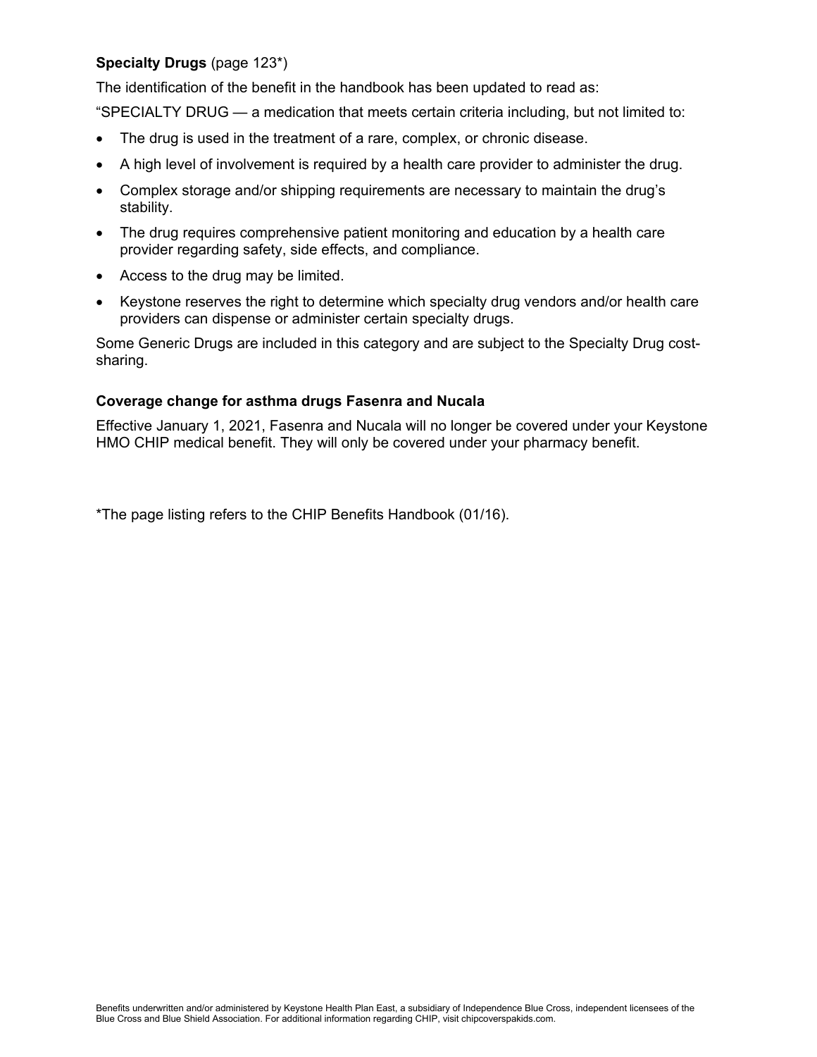**Specialty Drugs** (page 123*)

The identification of the benefit in the handbook has been updated to read as:

"SPECIALTY DRUG — a medication that meets certain criteria including, but not limited to:

- The drug is used in the treatment of a rare, complex, or chronic disease.
- A high level of involvement is required by a health care provider to administer the drug.
- Complex storage and/or shipping requirements are necessary to maintain the drug's stability.
- The drug requires comprehensive patient monitoring and education by a health care provider regarding safety, side effects, and compliance.
- Access to the drug may be limited.
- Keystone reserves the right to determine which specialty drug vendors and/or health care providers can dispense or administer certain specialty drugs.

Some Generic Drugs are included in this category and are subject to the Specialty Drug cost-sharing.

**Coverage change for asthma drugs Fasenra and Nucala**

Effective January 1, 2021, Fasenra and Nucala will no longer be covered under your Keystone HMO CHIP medical benefit. They will only be covered under your pharmacy benefit.

*The page listing refers to the CHIP Benefits Handbook (01/16).

Benefits underwritten and/or administered by Keystone Health Plan East, a subsidiary of Independence Blue Cross, independent licensees of the Blue Cross and Blue Shield Association. For additional information regarding CHIP, visit chipcoverspakids.com.